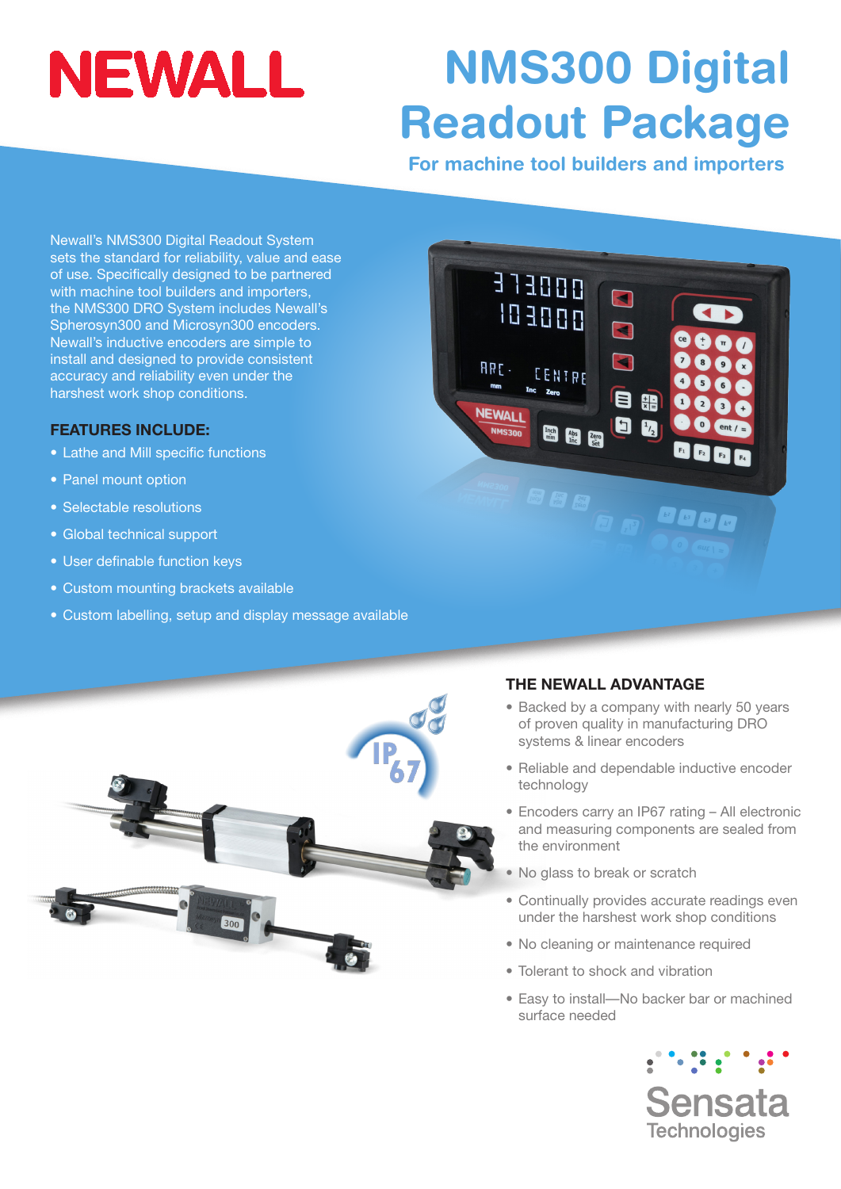# NEWALL

# NMS300 Digital Readout Package

## For machine tool builders and importers

Newall's NMS300 Digital Readout System sets the standard for reliability, value and ease of use. Specifically designed to be partnered with machine tool builders and importers, the NMS300 DRO System includes Newall's Spherosyn300 and Microsyn300 encoders. Newall's inductive encoders are simple to install and designed to provide consistent accuracy and reliability even under the harshest work shop conditions.

### FEATURES INCLUDE:

- Lathe and Mill specific functions
- Panel mount option
- Selectable resolutions
- Global technical support
- User definable function keys
- Custom mounting brackets available
- Custom labelling, setup and display message available

### THE NEWALL ADVANTAGE

- Backed by a company with nearly 50 years of proven quality in manufacturing DRO systems & linear encoders
- Reliable and dependable inductive encoder technology
- Encoders carry an IP67 rating – All electronic and measuring components are sealed from the environment
- No glass to break or scratch
- Continually provides accurate readings even under the harshest work shop conditions
- No cleaning or maintenance required
- Tolerant to shock and vibration
- Easy to install—No backer bar or machined surface needed

Sensata Technologies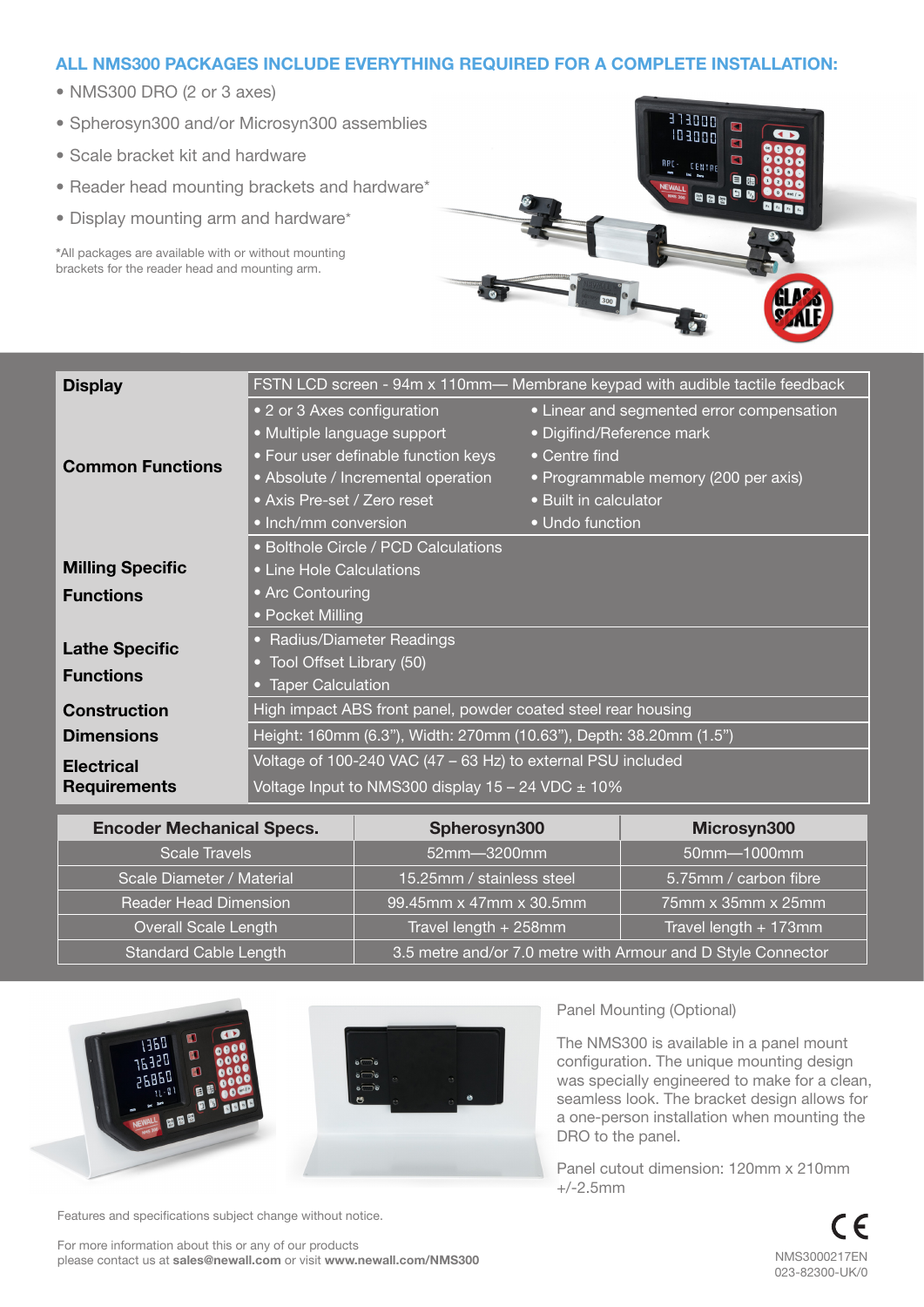## ALL NMS300 PACKAGES INCLUDE EVERYTHING REQUIRED FOR A COMPLETE INSTALLATION:

- NMS300 DRO (2 or 3 axes)
- Spherosyn300 and/or Microsyn300 assemblies
- Scale bracket kit and hardware
- Reader head mounting brackets and hardware*
- Display mounting arm and hardware*

*All packages are available with or without mounting brackets for the reader head and mounting arm.

| | | |
|---|---|---|
| **Display** | FSTN LCD screen - 94m x 110mm— Membrane keypad with audible tactile feedback | |
| **Common Functions** | • 2 or 3 Axes configuration<br>• Multiple language support<br>• Four user definable function keys<br>• Absolute / Incremental operation<br>• Axis Pre-set / Zero reset<br>• Inch/mm conversion | • Linear and segmented error compensation<br>• Digifind/Reference mark<br>• Centre find<br>• Programmable memory (200 per axis)<br>• Built in calculator<br>• Undo function |
| **Milling Specific Functions** | • Bolthole Circle / PCD Calculations<br>• Line Hole Calculations<br>• Arc Contouring<br>• Pocket Milling | |
| **Lathe Specific Functions** | • Radius/Diameter Readings<br>• Tool Offset Library (50)<br>• Taper Calculation | |
| **Construction** | High impact ABS front panel, powder coated steel rear housing | |
| **Dimensions** | Height: 160mm (6.3"), Width: 270mm (10.63"), Depth: 38.20mm (1.5") | |
| **Electrical Requirements** | Voltage of 100-240 VAC (47 – 63 Hz) to external PSU included<br>Voltage Input to NMS300 display 15 – 24 VDC ± 10% | |

| Encoder Mechanical Specs. | Spherosyn300 | Microsyn300 |
|---|---|---|
| Scale Travels | 52mm—3200mm | 50mm—1000mm |
| Scale Diameter / Material | 15.25mm / stainless steel | 5.75mm / carbon fibre |
| Reader Head Dimension | 99.45mm x 47mm x 30.5mm | 75mm x 35mm x 25mm |
| Overall Scale Length | Travel length + 258mm | Travel length + 173mm |
| Standard Cable Length | 3.5 metre and/or 7.0 metre with Armour and D Style Connector | |

Panel Mounting (Optional)

The NMS300 is available in a panel mount configuration. The unique mounting design was specially engineered to make for a clean, seamless look. The bracket design allows for a one-person installation when mounting the DRO to the panel.

Panel cutout dimension: 120mm x 210mm +/-2.5mm

Features and specifications subject change without notice.

For more information about this or any of our products please contact us at **sales@newall.com** or visit **www.newall.com/NMS300**

NMS3000217EN
023-82300-UK/0